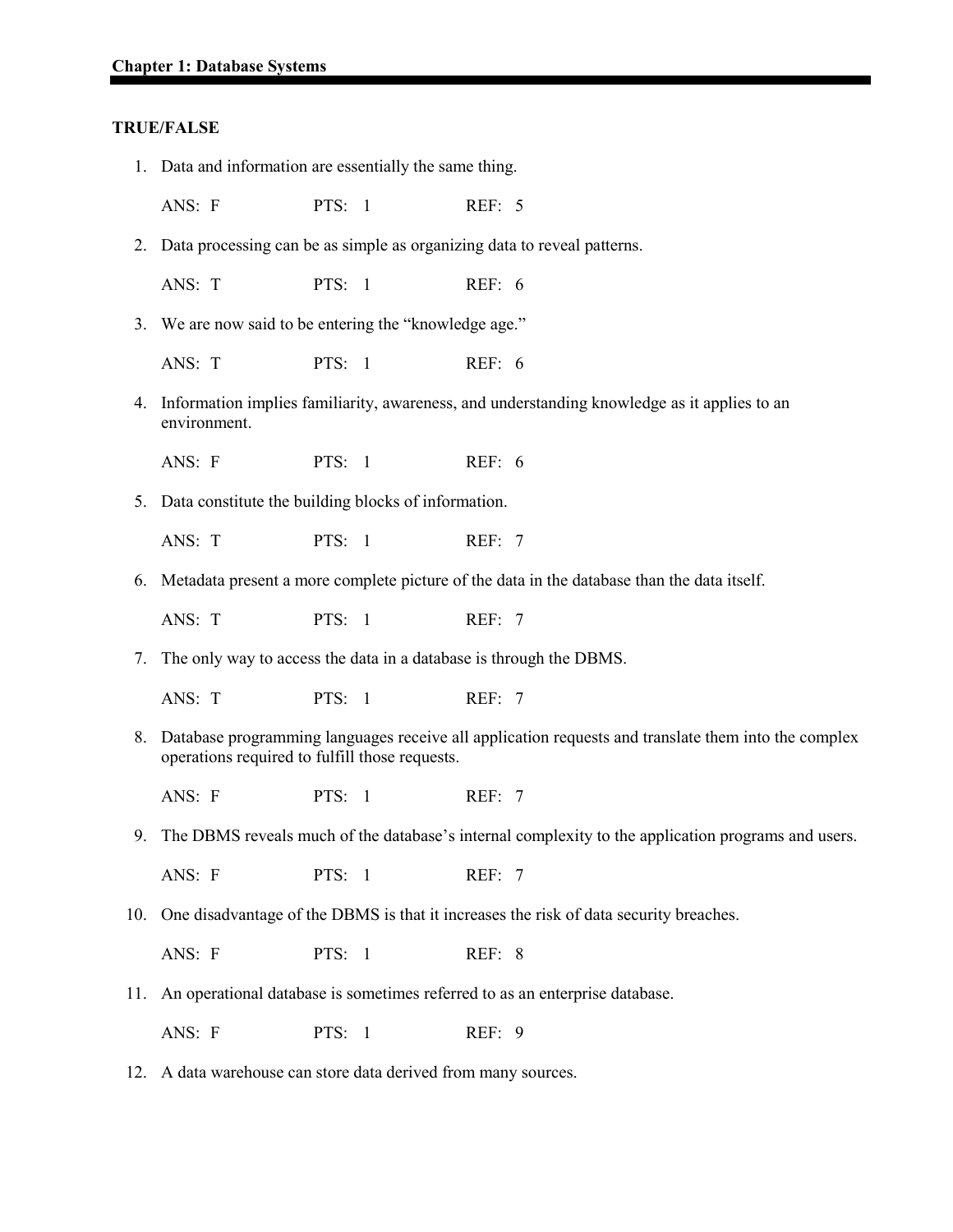# Chapter 1: Database Systems

## TRUE/FALSE

1. Data and information are essentially the same thing.

   ANS: F PTS: 1 REF: 5

2. Data processing can be as simple as organizing data to reveal patterns.

   ANS: T PTS: 1 REF: 6

3. We are now said to be entering the "knowledge age."

   ANS: T PTS: 1 REF: 6

4. Information implies familiarity, awareness, and understanding knowledge as it applies to an environment.

   ANS: F PTS: 1 REF: 6

5. Data constitute the building blocks of information.

   ANS: T PTS: 1 REF: 7

6. Metadata present a more complete picture of the data in the database than the data itself.

   ANS: T PTS: 1 REF: 7

7. The only way to access the data in a database is through the DBMS.

   ANS: T PTS: 1 REF: 7

8. Database programming languages receive all application requests and translate them into the complex operations required to fulfill those requests.

   ANS: F PTS: 1 REF: 7

9. The DBMS reveals much of the database's internal complexity to the application programs and users.

   ANS: F PTS: 1 REF: 7

10. One disadvantage of the DBMS is that it increases the risk of data security breaches.

    ANS: F PTS: 1 REF: 8

11. An operational database is sometimes referred to as an enterprise database.

    ANS: F PTS: 1 REF: 9

12. A data warehouse can store data derived from many sources.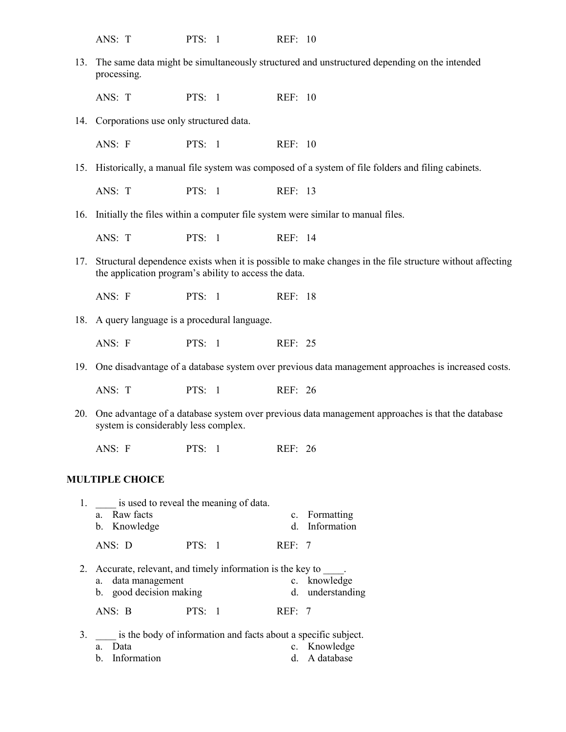ANS: T PTS: 1 REF: 10

13. The same data might be simultaneously structured and unstructured depending on the intended processing.

    ANS: T PTS: 1 REF: 10

14. Corporations use only structured data.

    ANS: F PTS: 1 REF: 10

15. Historically, a manual file system was composed of a system of file folders and filing cabinets.

    ANS: T PTS: 1 REF: 13

16. Initially the files within a computer file system were similar to manual files.

    ANS: T PTS: 1 REF: 14

17. Structural dependence exists when it is possible to make changes in the file structure without affecting the application program's ability to access the data.

    ANS: F PTS: 1 REF: 18

18. A query language is a procedural language.

    ANS: F PTS: 1 REF: 25

19. One disadvantage of a database system over previous data management approaches is increased costs.

    ANS: T PTS: 1 REF: 26

20. One advantage of a database system over previous data management approaches is that the database system is considerably less complex.

    ANS: F PTS: 1 REF: 26

**MULTIPLE CHOICE**

1. ____ is used to reveal the meaning of data.
   a. Raw facts
   b. Knowledge
   c. Formatting
   d. Information

   ANS: D PTS: 1 REF: 7

2. Accurate, relevant, and timely information is the key to ____.
   a. data management
   b. good decision making
   c. knowledge
   d. understanding

   ANS: B PTS: 1 REF: 7

3. ____ is the body of information and facts about a specific subject.
   a. Data
   b. Information
   c. Knowledge
   d. A database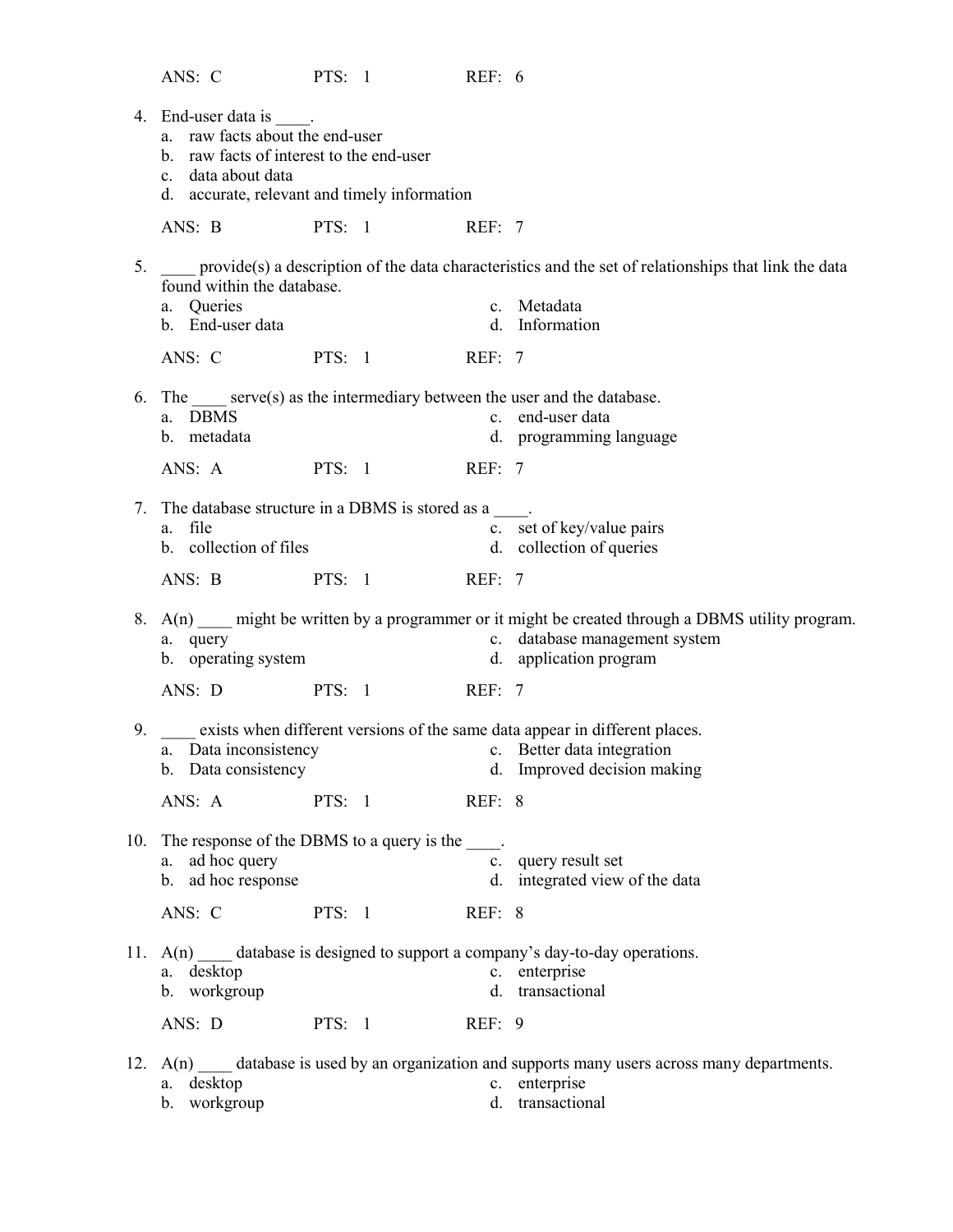ANS: C PTS: 1 REF: 6

4. End-user data is ____.
   a. raw facts about the end-user
   b. raw facts of interest to the end-user
   c. data about data
   d. accurate, relevant and timely information

   ANS: B PTS: 1 REF: 7

5. ____ provide(s) a description of the data characteristics and the set of relationships that link the data found within the database.
   a. Queries
   b. End-user data
   c. Metadata
   d. Information

   ANS: C PTS: 1 REF: 7

6. The ____ serve(s) as the intermediary between the user and the database.
   a. DBMS
   b. metadata
   c. end-user data
   d. programming language

   ANS: A PTS: 1 REF: 7

7. The database structure in a DBMS is stored as a ____.
   a. file
   b. collection of files
   c. set of key/value pairs
   d. collection of queries

   ANS: B PTS: 1 REF: 7

8. A(n) ____ might be written by a programmer or it might be created through a DBMS utility program.
   a. query
   b. operating system
   c. database management system
   d. application program

   ANS: D PTS: 1 REF: 7

9. ____ exists when different versions of the same data appear in different places.
   a. Data inconsistency
   b. Data consistency
   c. Better data integration
   d. Improved decision making

   ANS: A PTS: 1 REF: 8

10. The response of the DBMS to a query is the ____.
    a. ad hoc query
    b. ad hoc response
    c. query result set
    d. integrated view of the data

    ANS: C PTS: 1 REF: 8

11. A(n) ____ database is designed to support a company's day-to-day operations.
    a. desktop
    b. workgroup
    c. enterprise
    d. transactional

    ANS: D PTS: 1 REF: 9

12. A(n) ____ database is used by an organization and supports many users across many departments.
    a. desktop
    b. workgroup
    c. enterprise
    d. transactional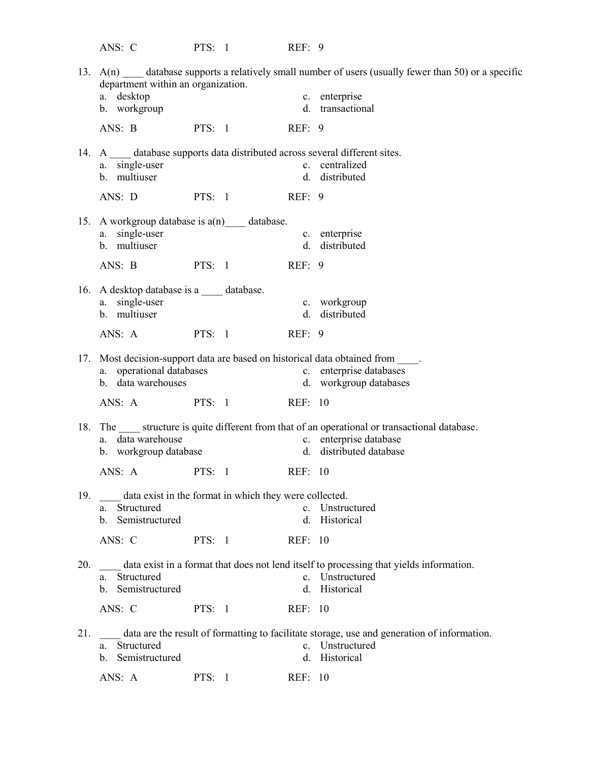ANS: C PTS: 1 REF: 9

13. A(n) ____ database supports a relatively small number of users (usually fewer than 50) or a specific department within an organization.

   a. desktop
   b. workgroup
   c. enterprise
   d. transactional

   ANS: B PTS: 1 REF: 9

14. A ____ database supports data distributed across several different sites.

   a. single-user
   b. multiuser
   c. centralized
   d. distributed

   ANS: D PTS: 1 REF: 9

15. A workgroup database is a(n)____ database.

   a. single-user
   b. multiuser
   c. enterprise
   d. distributed

   ANS: B PTS: 1 REF: 9

16. A desktop database is a ____ database.

   a. single-user
   b. multiuser
   c. workgroup
   d. distributed

   ANS: A PTS: 1 REF: 9

17. Most decision-support data are based on historical data obtained from ____.

   a. operational databases
   b. data warehouses
   c. enterprise databases
   d. workgroup databases

   ANS: A PTS: 1 REF: 10

18. The ____ structure is quite different from that of an operational or transactional database.

   a. data warehouse
   b. workgroup database
   c. enterprise database
   d. distributed database

   ANS: A PTS: 1 REF: 10

19. ____ data exist in the format in which they were collected.

   a. Structured
   b. Semistructured
   c. Unstructured
   d. Historical

   ANS: C PTS: 1 REF: 10

20. ____ data exist in a format that does not lend itself to processing that yields information.

   a. Structured
   b. Semistructured
   c. Unstructured
   d. Historical

   ANS: C PTS: 1 REF: 10

21. ____ data are the result of formatting to facilitate storage, use and generation of information.

   a. Structured
   b. Semistructured
   c. Unstructured
   d. Historical

   ANS: A PTS: 1 REF: 10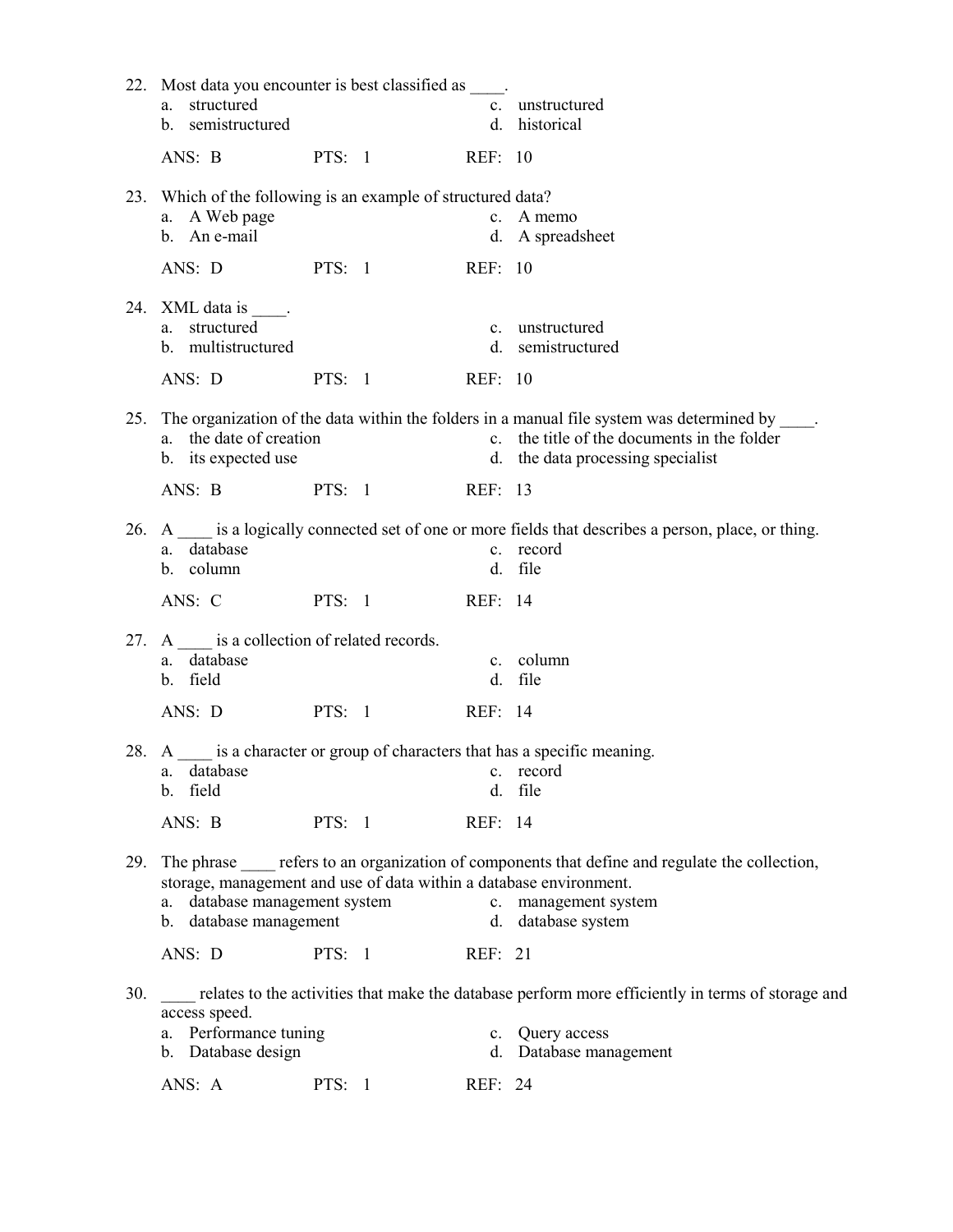22. Most data you encounter is best classified as ____.
    a. structured
    b. semistructured
    c. unstructured
    d. historical

    ANS: B PTS: 1 REF: 10

23. Which of the following is an example of structured data?
    a. A Web page
    b. An e-mail
    c. A memo
    d. A spreadsheet

    ANS: D PTS: 1 REF: 10

24. XML data is ____.
    a. structured
    b. multistructured
    c. unstructured
    d. semistructured

    ANS: D PTS: 1 REF: 10

25. The organization of the data within the folders in a manual file system was determined by ____.
    a. the date of creation
    b. its expected use
    c. the title of the documents in the folder
    d. the data processing specialist

    ANS: B PTS: 1 REF: 13

26. A ____ is a logically connected set of one or more fields that describes a person, place, or thing.
    a. database
    b. column
    c. record
    d. file

    ANS: C PTS: 1 REF: 14

27. A ____ is a collection of related records.
    a. database
    b. field
    c. column
    d. file

    ANS: D PTS: 1 REF: 14

28. A ____ is a character or group of characters that has a specific meaning.
    a. database
    b. field
    c. record
    d. file

    ANS: B PTS: 1 REF: 14

29. The phrase ____ refers to an organization of components that define and regulate the collection, storage, management and use of data within a database environment.
    a. database management system
    b. database management
    c. management system
    d. database system

    ANS: D PTS: 1 REF: 21

30. ____ relates to the activities that make the database perform more efficiently in terms of storage and access speed.
    a. Performance tuning
    b. Database design
    c. Query access
    d. Database management

    ANS: A PTS: 1 REF: 24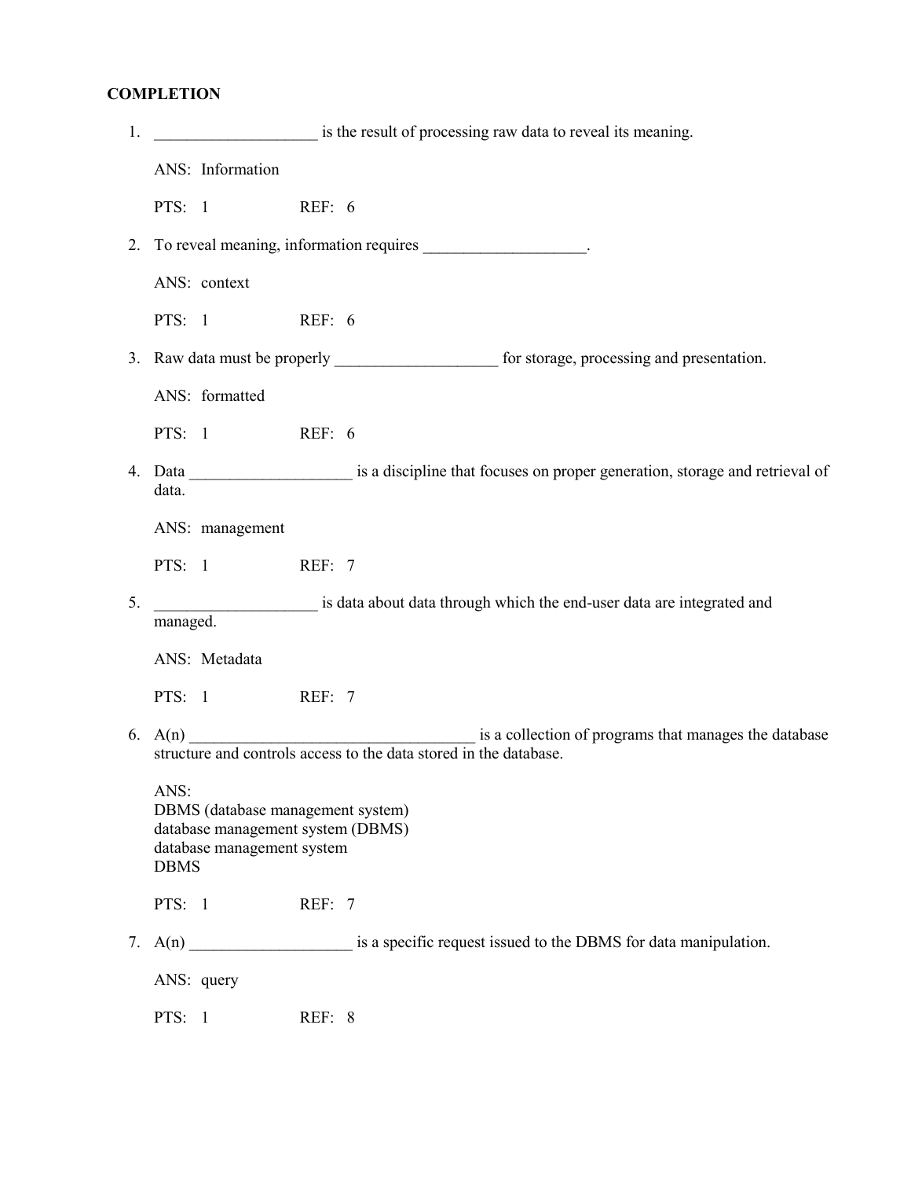**COMPLETION**

1. ____________________ is the result of processing raw data to reveal its meaning.

   ANS: Information

   PTS: 1 REF: 6

2. To reveal meaning, information requires ____________________.

   ANS: context

   PTS: 1 REF: 6

3. Raw data must be properly ____________________ for storage, processing and presentation.

   ANS: formatted

   PTS: 1 REF: 6

4. Data ____________________ is a discipline that focuses on proper generation, storage and retrieval of data.

   ANS: management

   PTS: 1 REF: 7

5. ____________________ is data about data through which the end-user data are integrated and managed.

   ANS: Metadata

   PTS: 1 REF: 7

6. A(n) ____________________________________ is a collection of programs that manages the database structure and controls access to the data stored in the database.

   ANS:
   DBMS (database management system)
   database management system (DBMS)
   database management system
   DBMS

   PTS: 1 REF: 7

7. A(n) ____________________ is a specific request issued to the DBMS for data manipulation.

   ANS: query

   PTS: 1 REF: 8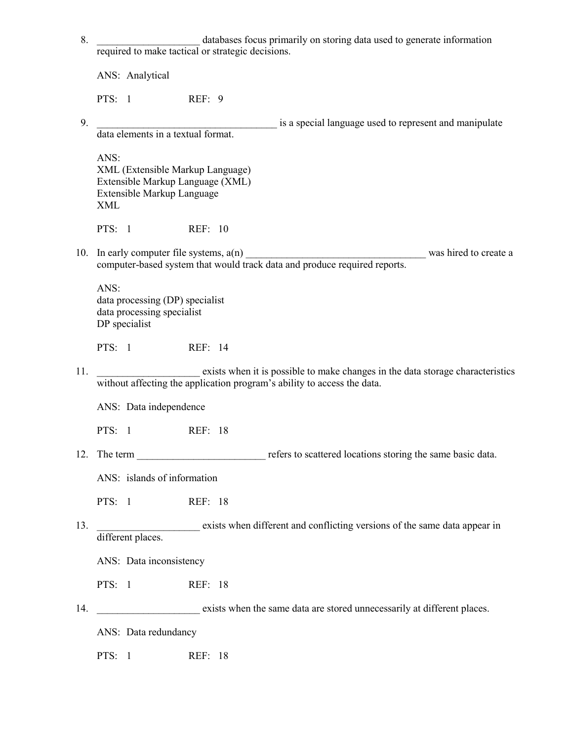8. ____________________ databases focus primarily on storing data used to generate information required to make tactical or strategic decisions.

   ANS: Analytical

   PTS: 1 REF: 9

9. ____________________ is a special language used to represent and manipulate data elements in a textual format.

   ANS:
   XML (Extensible Markup Language)
   Extensible Markup Language (XML)
   Extensible Markup Language
   XML

   PTS: 1 REF: 10

10. In early computer file systems, a(n) ____________________ was hired to create a computer-based system that would track data and produce required reports.

    ANS:
    data processing (DP) specialist
    data processing specialist
    DP specialist

    PTS: 1 REF: 14

11. ____________________ exists when it is possible to make changes in the data storage characteristics without affecting the application program's ability to access the data.

    ANS: Data independence

    PTS: 1 REF: 18

12. The term ____________________ refers to scattered locations storing the same basic data.

    ANS: islands of information

    PTS: 1 REF: 18

13. ____________________ exists when different and conflicting versions of the same data appear in different places.

    ANS: Data inconsistency

    PTS: 1 REF: 18

14. ____________________ exists when the same data are stored unnecessarily at different places.

    ANS: Data redundancy

    PTS: 1 REF: 18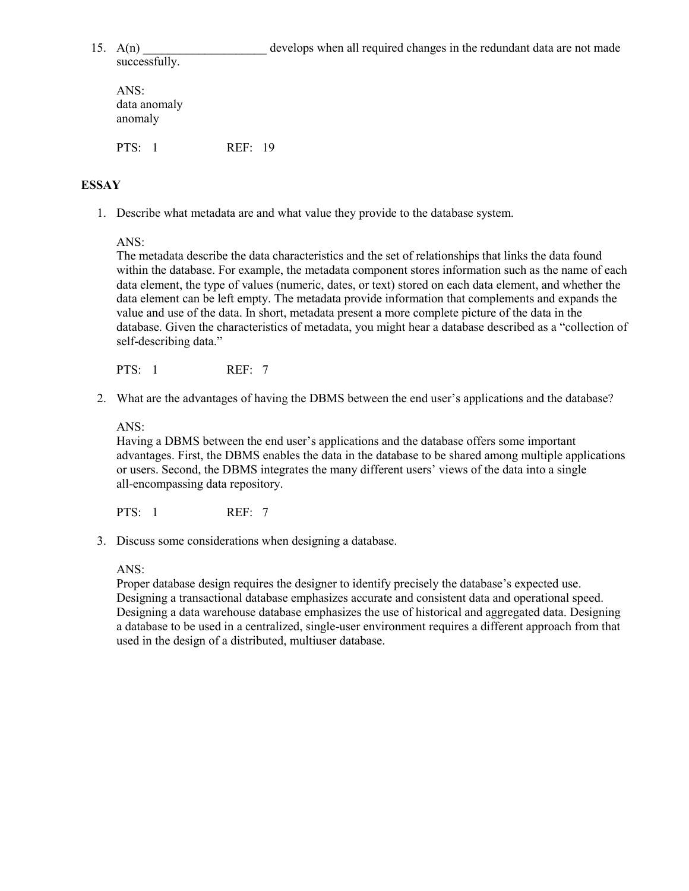15. A(n) ____________________ develops when all required changes in the redundant data are not made successfully.

    ANS:
    data anomaly
    anomaly

    PTS: 1 REF: 19

**ESSAY**

1. Describe what metadata are and what value they provide to the database system.

   ANS:
   The metadata describe the data characteristics and the set of relationships that links the data found within the database. For example, the metadata component stores information such as the name of each data element, the type of values (numeric, dates, or text) stored on each data element, and whether the data element can be left empty. The metadata provide information that complements and expands the value and use of the data. In short, metadata present a more complete picture of the data in the database. Given the characteristics of metadata, you might hear a database described as a "collection of self-describing data."

   PTS: 1 REF: 7

2. What are the advantages of having the DBMS between the end user's applications and the database?

   ANS:
   Having a DBMS between the end user's applications and the database offers some important advantages. First, the DBMS enables the data in the database to be shared among multiple applications or users. Second, the DBMS integrates the many different users' views of the data into a single all-encompassing data repository.

   PTS: 1 REF: 7

3. Discuss some considerations when designing a database.

   ANS:
   Proper database design requires the designer to identify precisely the database's expected use. Designing a transactional database emphasizes accurate and consistent data and operational speed. Designing a data warehouse database emphasizes the use of historical and aggregated data. Designing a database to be used in a centralized, single-user environment requires a different approach from that used in the design of a distributed, multiuser database.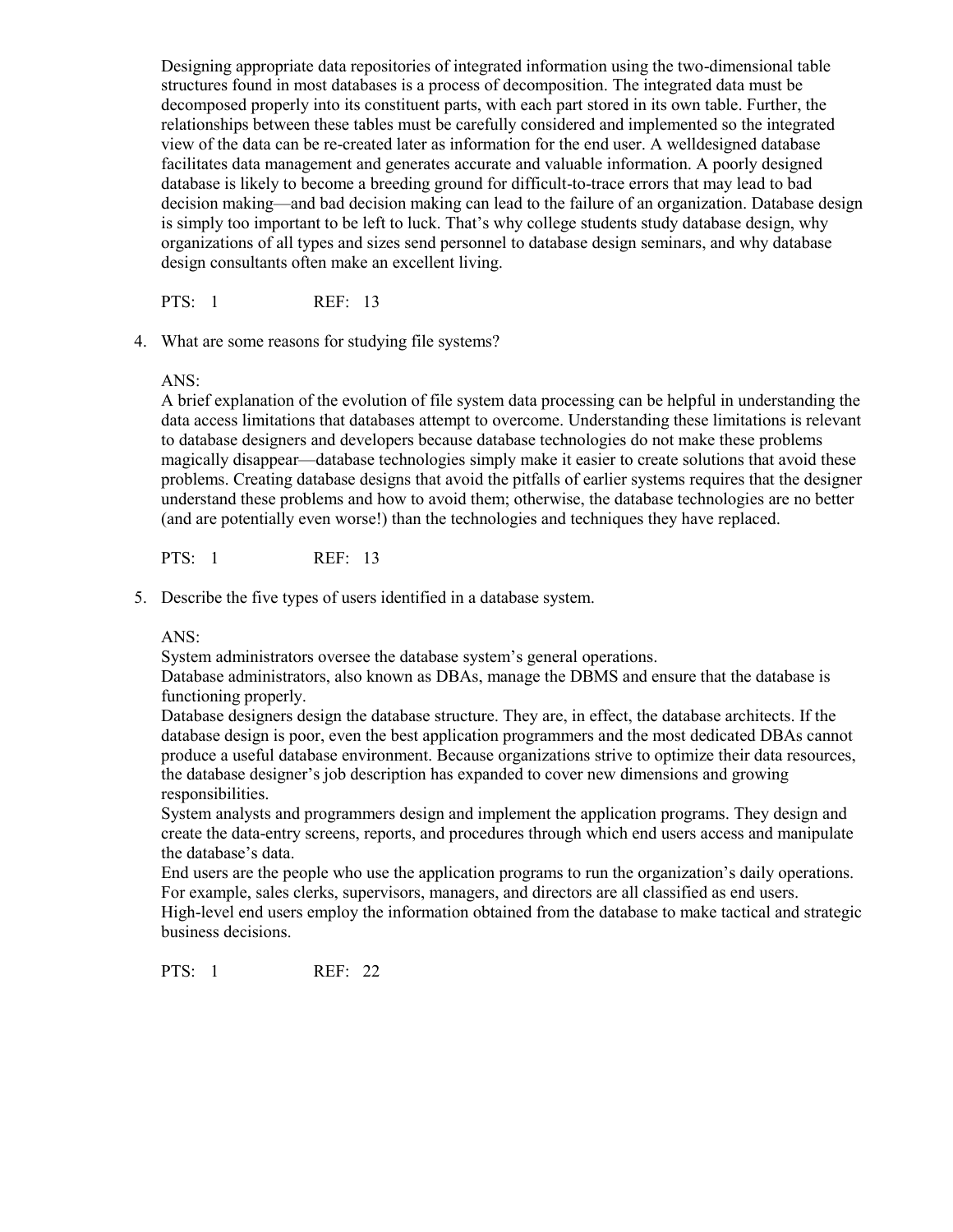Designing appropriate data repositories of integrated information using the two-dimensional table structures found in most databases is a process of decomposition. The integrated data must be decomposed properly into its constituent parts, with each part stored in its own table. Further, the relationships between these tables must be carefully considered and implemented so the integrated view of the data can be re-created later as information for the end user. A welldesigned database facilitates data management and generates accurate and valuable information. A poorly designed database is likely to become a breeding ground for difficult-to-trace errors that may lead to bad decision making—and bad decision making can lead to the failure of an organization. Database design is simply too important to be left to luck. That's why college students study database design, why organizations of all types and sizes send personnel to database design seminars, and why database design consultants often make an excellent living.

PTS: 1 REF: 13

4. What are some reasons for studying file systems?

ANS:
A brief explanation of the evolution of file system data processing can be helpful in understanding the data access limitations that databases attempt to overcome. Understanding these limitations is relevant to database designers and developers because database technologies do not make these problems magically disappear—database technologies simply make it easier to create solutions that avoid these problems. Creating database designs that avoid the pitfalls of earlier systems requires that the designer understand these problems and how to avoid them; otherwise, the database technologies are no better (and are potentially even worse!) than the technologies and techniques they have replaced.

PTS: 1 REF: 13

5. Describe the five types of users identified in a database system.

ANS:
System administrators oversee the database system's general operations.
Database administrators, also known as DBAs, manage the DBMS and ensure that the database is functioning properly.
Database designers design the database structure. They are, in effect, the database architects. If the database design is poor, even the best application programmers and the most dedicated DBAs cannot produce a useful database environment. Because organizations strive to optimize their data resources, the database designer's job description has expanded to cover new dimensions and growing responsibilities.
System analysts and programmers design and implement the application programs. They design and create the data-entry screens, reports, and procedures through which end users access and manipulate the database's data.
End users are the people who use the application programs to run the organization's daily operations. For example, sales clerks, supervisors, managers, and directors are all classified as end users. High-level end users employ the information obtained from the database to make tactical and strategic business decisions.

PTS: 1 REF: 22